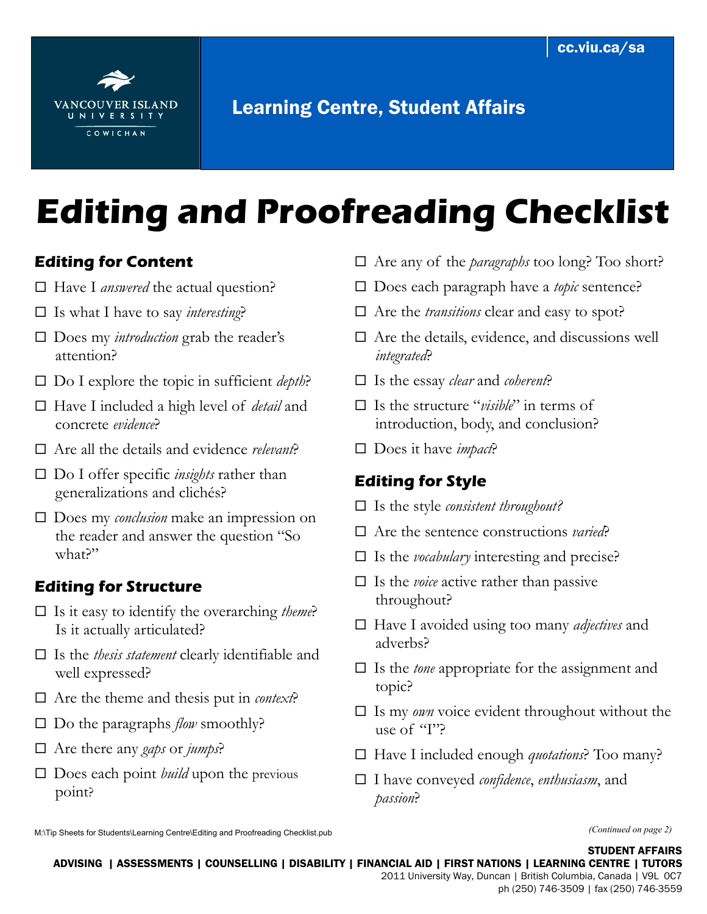Vancouver Island University Cowichan

cc.viu.ca/sa

Learning Centre, Student Affairs

# Editing and Proofreading Checklist

## Editing for Content

- ☐ Have I *answered* the actual question?
- ☐ Is what I have to say *interesting*?
- ☐ Does my *introduction* grab the reader's attention?
- ☐ Do I explore the topic in sufficient *depth*?
- ☐ Have I included a high level of *detail* and concrete *evidence*?
- ☐ Are all the details and evidence *relevant*?
- ☐ Do I offer specific *insights* rather than generalizations and clichés?
- ☐ Does my *conclusion* make an impression on the reader and answer the question "So what?"

## Editing for Structure

- ☐ Is it easy to identify the overarching *theme*? Is it actually articulated?
- ☐ Is the *thesis statement* clearly identifiable and well expressed?
- ☐ Are the theme and thesis put in *context*?
- ☐ Do the paragraphs *flow* smoothly?
- ☐ Are there any *gaps* or *jumps*?
- ☐ Does each point *build* upon the previous point?
- ☐ Are any of the *paragraphs* too long? Too short?
- ☐ Does each paragraph have a *topic* sentence?
- ☐ Are the *transitions* clear and easy to spot?
- ☐ Are the details, evidence, and discussions well *integrated*?
- ☐ Is the essay *clear* and *coherent*?
- ☐ Is the structure "*visible*" in terms of introduction, body, and conclusion?
- ☐ Does it have *impact*?

## Editing for Style

- ☐ Is the style *consistent throughout?*
- ☐ Are the sentence constructions *varied*?
- ☐ Is the *vocabulary* interesting and precise?
- ☐ Is the *voice* active rather than passive throughout?
- ☐ Have I avoided using too many *adjectives* and adverbs?
- ☐ Is the *tone* appropriate for the assignment and topic?
- ☐ Is my *own* voice evident throughout without the use of "I"?
- ☐ Have I included enough *quotations*? Too many?
- ☐ I have conveyed *confidence*, *enthusiasm*, and *passion*?

*(Continued on page 2)*

M:\Tip Sheets for Students\Learning Centre\Editing and Proofreading Checklist.pub

**STUDENT AFFAIRS**
**ADVISING | ASSESSMENTS | COUNSELLING | DISABILITY | FINANCIAL AID | FIRST NATIONS | LEARNING CENTRE | TUTORS**
2011 University Way, Duncan | British Columbia, Canada | V9L 0C7
ph (250) 746-3509 | fax (250) 746-3559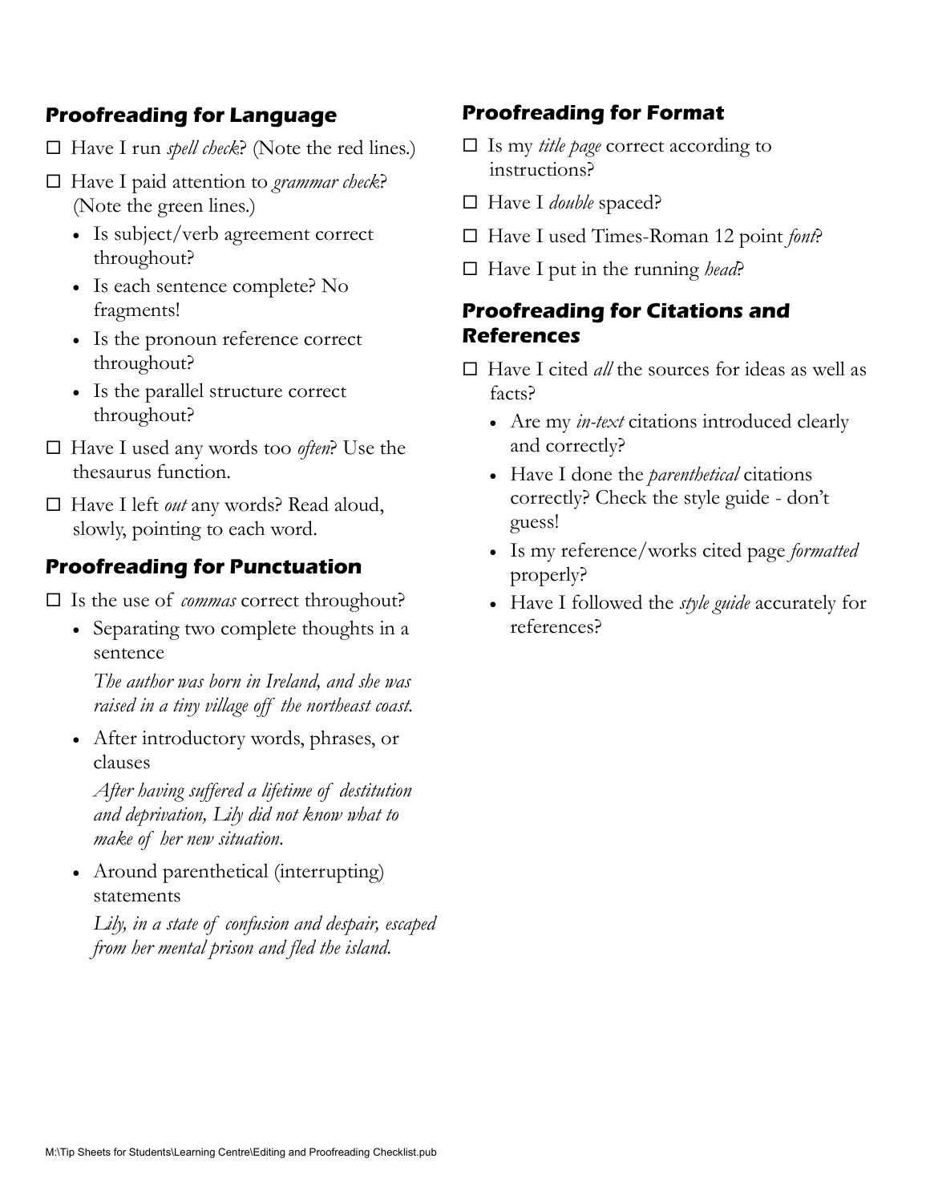## Proofreading for Language

- ☐ Have I run *spell check*? (Note the red lines.)
- ☐ Have I paid attention to *grammar check*? (Note the green lines.)
  - Is subject/verb agreement correct throughout?
  - Is each sentence complete? No fragments!
  - Is the pronoun reference correct throughout?
  - Is the parallel structure correct throughout?
- ☐ Have I used any words too *often*? Use the thesaurus function.
- ☐ Have I left *out* any words? Read aloud, slowly, pointing to each word.

## Proofreading for Punctuation

- ☐ Is the use of *commas* correct throughout?
  - Separating two complete thoughts in a sentence

    *The author was born in Ireland, and she was raised in a tiny village off the northeast coast.*

  - After introductory words, phrases, or clauses

    *After having suffered a lifetime of destitution and deprivation, Lily did not know what to make of her new situation.*

  - Around parenthetical (interrupting) statements

    *Lily, in a state of confusion and despair, escaped from her mental prison and fled the island.*

## Proofreading for Format

- ☐ Is my *title page* correct according to instructions?
- ☐ Have I *double* spaced?
- ☐ Have I used Times-Roman 12 point *font*?
- ☐ Have I put in the running *head*?

## Proofreading for Citations and References

- ☐ Have I cited *all* the sources for ideas as well as facts?
  - Are my *in-text* citations introduced clearly and correctly?
  - Have I done the *parenthetical* citations correctly? Check the style guide - don't guess!
  - Is my reference/works cited page *formatted* properly?
  - Have I followed the *style guide* accurately for references?